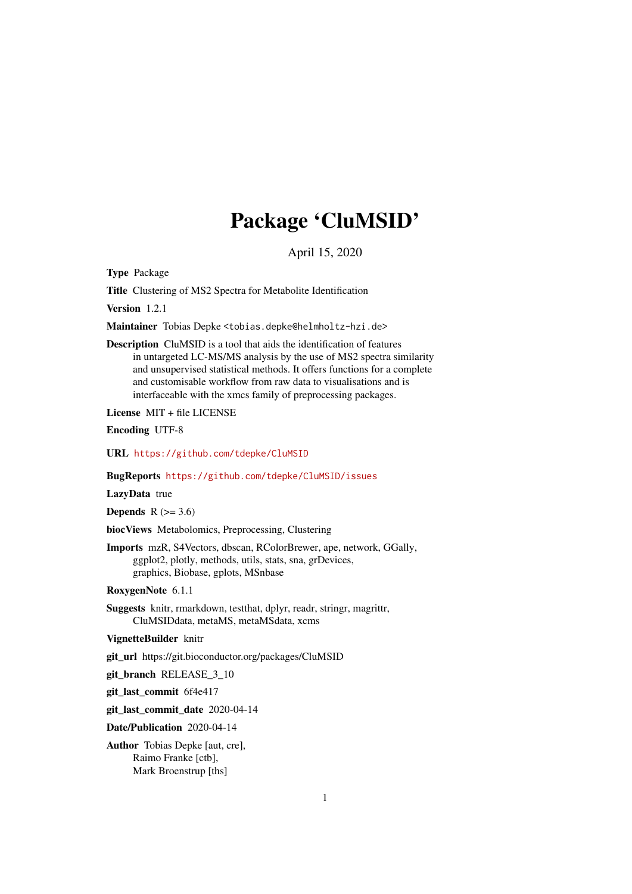# Package 'CluMSID'

April 15, 2020

**Type** Package

**Title** Clustering of MS2 Spectra for Metabolite Identification

**Version** 1.2.1

**Maintainer** Tobias Depke <tobias.depke@helmholtz-hzi.de>

**Description** CluMSID is a tool that aids the identification of features in untargeted LC-MS/MS analysis by the use of MS2 spectra similarity and unsupervised statistical methods. It offers functions for a complete and customisable workflow from raw data to visualisations and is interfaceable with the xmcs family of preprocessing packages.

**License** MIT + file LICENSE

**Encoding** UTF-8

**URL** https://github.com/tdepke/CluMSID

**BugReports** https://github.com/tdepke/CluMSID/issues

**LazyData** true

**Depends** R (>= 3.6)

**biocViews** Metabolomics, Preprocessing, Clustering

**Imports** mzR, S4Vectors, dbscan, RColorBrewer, ape, network, GGally, ggplot2, plotly, methods, utils, stats, sna, grDevices, graphics, Biobase, gplots, MSnbase

**RoxygenNote** 6.1.1

**Suggests** knitr, rmarkdown, testthat, dplyr, readr, stringr, magrittr, CluMSIDdata, metaMS, metaMSdata, xcms

**VignetteBuilder** knitr

**git_url** https://git.bioconductor.org/packages/CluMSID

**git_branch** RELEASE_3_10

**git_last_commit** 6f4e417

**git_last_commit_date** 2020-04-14

**Date/Publication** 2020-04-14

**Author** Tobias Depke [aut, cre], Raimo Franke [ctb], Mark Broenstrup [ths]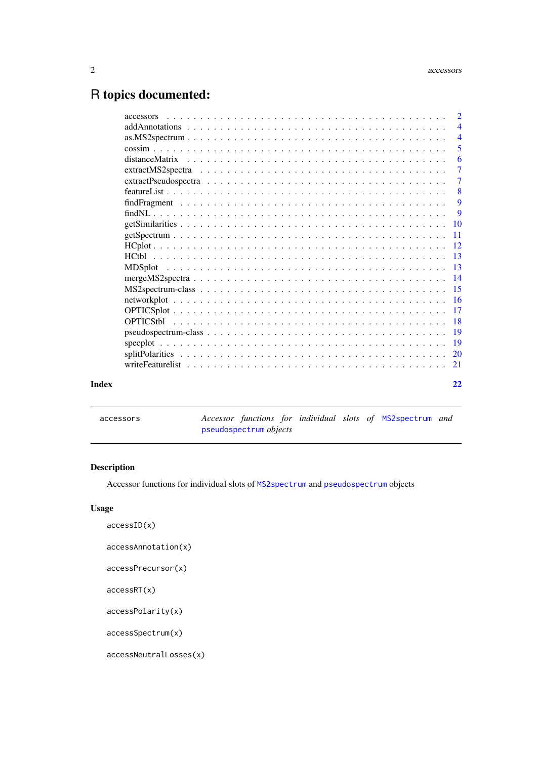# R topics documented:

| | |
|---|---|
| accessors | 2 |
| addAnnotations | 4 |
| as.MS2spectrum | 4 |
| cossim | 5 |
| distanceMatrix | 6 |
| extractMS2spectra | 7 |
| extractPseudospectra | 7 |
| featureList | 8 |
| findFragment | 9 |
| findNL | 9 |
| getSimilarities | 10 |
| getSpectrum | 11 |
| HCplot | 12 |
| HCtbl | 13 |
| MDSplot | 13 |
| mergeMS2spectra | 14 |
| MS2spectrum-class | 15 |
| networkplot | 16 |
| OPTICSplot | 17 |
| OPTICStbl | 18 |
| pseudospectrum-class | 19 |
| specplot | 19 |
| splitPolarities | 20 |
| writeFeaturelist | 21 |

**Index** **22**

---

accessors — *Accessor functions for individual slots of* `MS2spectrum` *and* `pseudospectrum` *objects*

---

## Description

Accessor functions for individual slots of `MS2spectrum` and `pseudospectrum` objects

## Usage

```
accessID(x)

accessAnnotation(x)

accessPrecursor(x)

accessRT(x)

accessPolarity(x)

accessSpectrum(x)

accessNeutralLosses(x)
```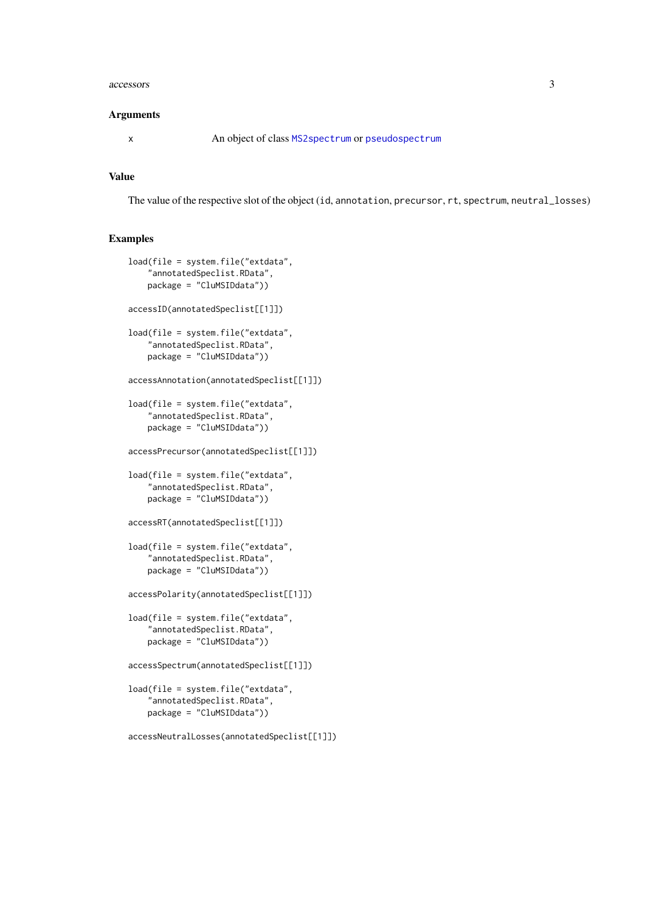### Arguments

x An object of class `MS2spectrum` or `pseudospectrum`

### Value

The value of the respective slot of the object (`id`, `annotation`, `precursor`, `rt`, `spectrum`, `neutral_losses`)

### Examples

```
load(file = system.file("extdata",
    "annotatedSpeclist.RData",
    package = "CluMSIDdata"))

accessID(annotatedSpeclist[[1]])

load(file = system.file("extdata",
    "annotatedSpeclist.RData",
    package = "CluMSIDdata"))

accessAnnotation(annotatedSpeclist[[1]])

load(file = system.file("extdata",
    "annotatedSpeclist.RData",
    package = "CluMSIDdata"))

accessPrecursor(annotatedSpeclist[[1]])

load(file = system.file("extdata",
    "annotatedSpeclist.RData",
    package = "CluMSIDdata"))

accessRT(annotatedSpeclist[[1]])

load(file = system.file("extdata",
    "annotatedSpeclist.RData",
    package = "CluMSIDdata"))

accessPolarity(annotatedSpeclist[[1]])

load(file = system.file("extdata",
    "annotatedSpeclist.RData",
    package = "CluMSIDdata"))

accessSpectrum(annotatedSpeclist[[1]])

load(file = system.file("extdata",
    "annotatedSpeclist.RData",
    package = "CluMSIDdata"))

accessNeutralLosses(annotatedSpeclist[[1]])
```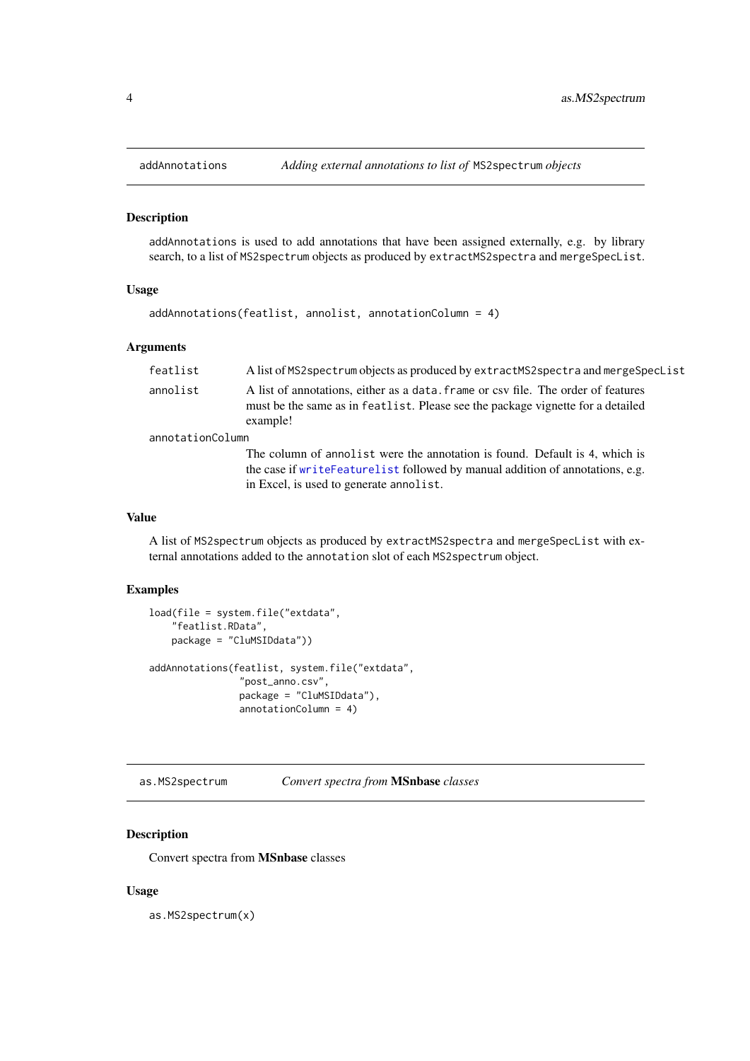## addAnnotations — *Adding external annotations to list of* `MS2spectrum` *objects*

### Description

`addAnnotations` is used to add annotations that have been assigned externally, e.g. by library search, to a list of `MS2spectrum` objects as produced by `extractMS2spectra` and `mergeSpecList`.

### Usage

```
addAnnotations(featlist, annolist, annotationColumn = 4)
```

### Arguments

| | |
|---|---|
| `featlist` | A list of `MS2spectrum` objects as produced by `extractMS2spectra` and `mergeSpecList` |
| `annolist` | A list of annotations, either as a `data.frame` or csv file. The order of features must be the same as in `featlist`. Please see the package vignette for a detailed example! |
| `annotationColumn` | The column of `annolist` were the annotation is found. Default is 4, which is the case if `writeFeaturelist` followed by manual addition of annotations, e.g. in Excel, is used to generate `annolist`. |

### Value

A list of `MS2spectrum` objects as produced by `extractMS2spectra` and `mergeSpecList` with external annotations added to the `annotation` slot of each `MS2spectrum` object.

### Examples

```
load(file = system.file("extdata",
    "featlist.RData",
    package = "CluMSIDdata"))

addAnnotations(featlist, system.file("extdata",
                "post_anno.csv",
                package = "CluMSIDdata"),
                annotationColumn = 4)
```

## as.MS2spectrum — *Convert spectra from* **MSnbase** *classes*

### Description

Convert spectra from **MSnbase** classes

### Usage

```
as.MS2spectrum(x)
```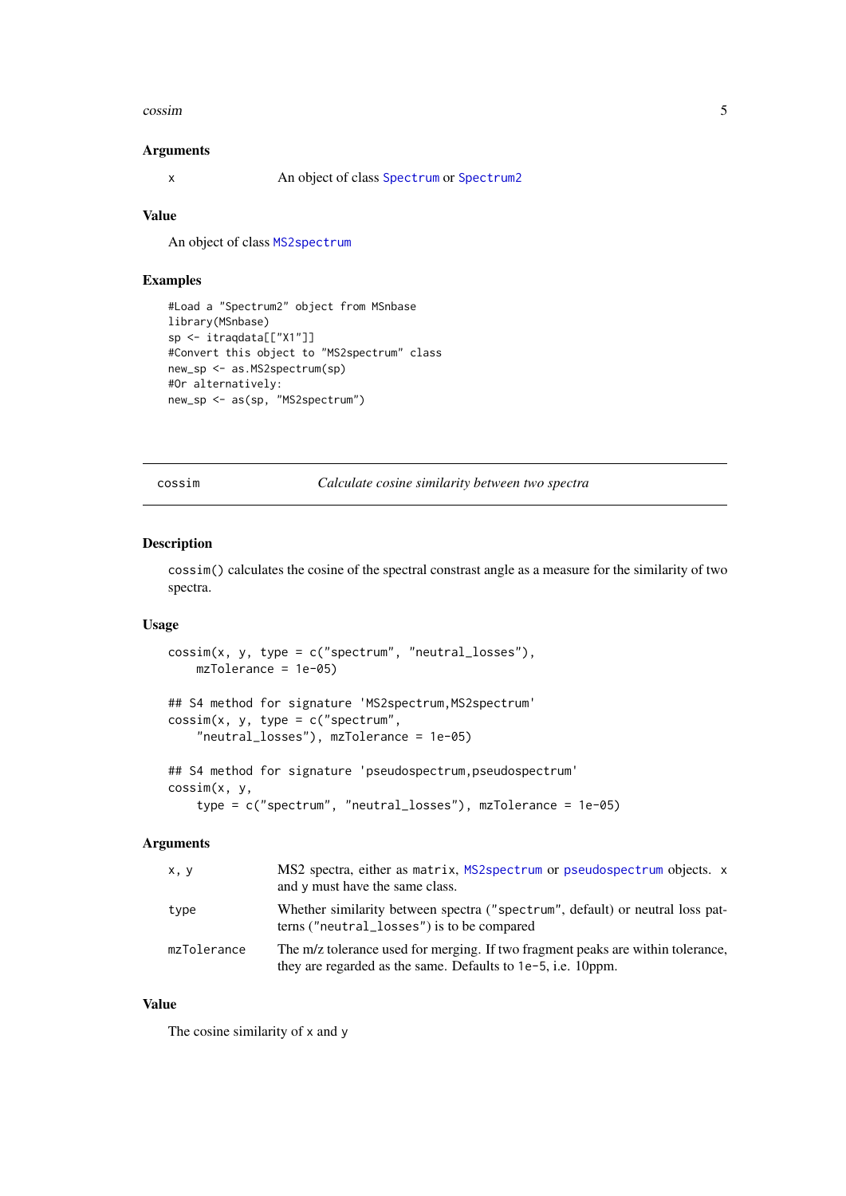### Arguments

| | |
|---|---|
| x | An object of class Spectrum or Spectrum2 |

### Value

An object of class MS2spectrum

### Examples

```
#Load a "Spectrum2" object from MSnbase
library(MSnbase)
sp <- itraqdata[["X1"]]
#Convert this object to "MS2spectrum" class
new_sp <- as.MS2spectrum(sp)
#Or alternatively:
new_sp <- as(sp, "MS2spectrum")
```

---

## cossim — *Calculate cosine similarity between two spectra*

### Description

`cossim()` calculates the cosine of the spectral constrast angle as a measure for the similarity of two spectra.

### Usage

```
cossim(x, y, type = c("spectrum", "neutral_losses"),
    mzTolerance = 1e-05)

## S4 method for signature 'MS2spectrum,MS2spectrum'
cossim(x, y, type = c("spectrum",
    "neutral_losses"), mzTolerance = 1e-05)

## S4 method for signature 'pseudospectrum,pseudospectrum'
cossim(x, y,
    type = c("spectrum", "neutral_losses"), mzTolerance = 1e-05)
```

### Arguments

| | |
|---|---|
| x, y | MS2 spectra, either as matrix, MS2spectrum or pseudospectrum objects. x and y must have the same class. |
| type | Whether similarity between spectra ("spectrum", default) or neutral loss patterns ("neutral_losses") is to be compared |
| mzTolerance | The m/z tolerance used for merging. If two fragment peaks are within tolerance, they are regarded as the same. Defaults to 1e-5, i.e. 10ppm. |

### Value

The cosine similarity of x and y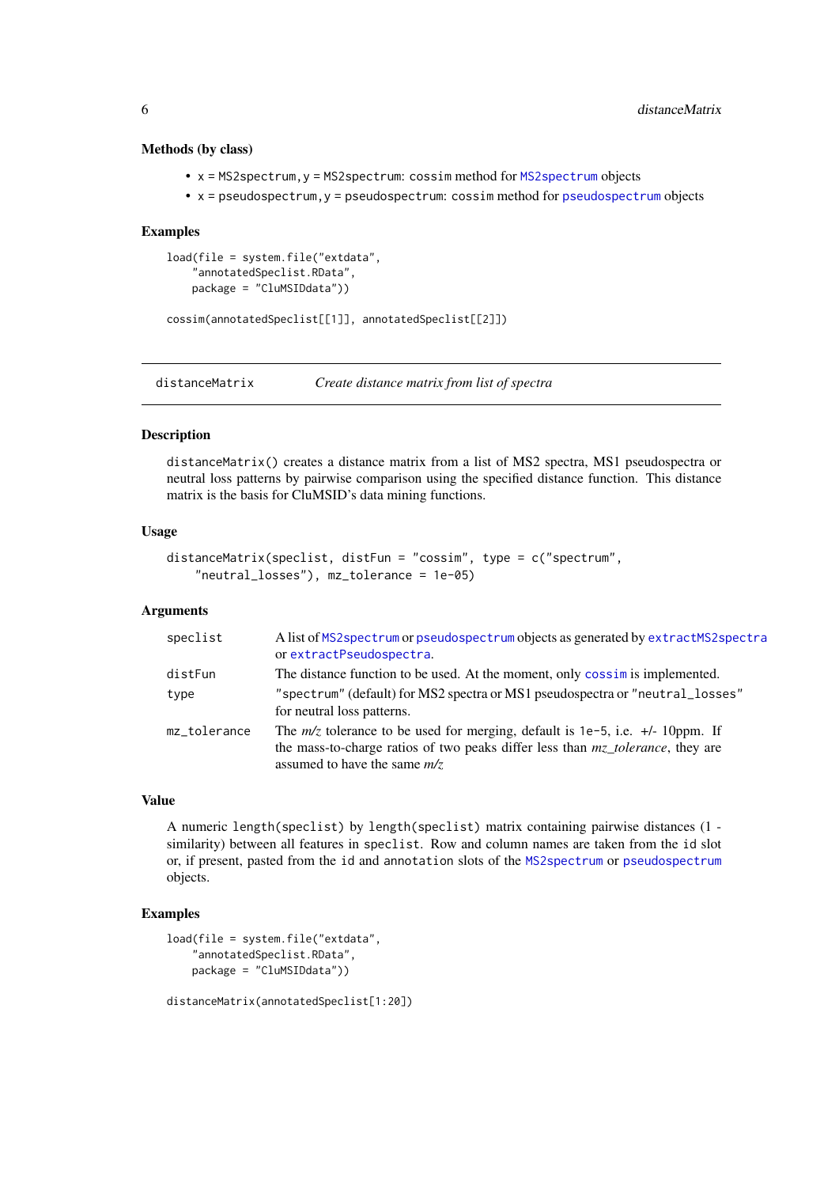### Methods (by class)

- `x = MS2spectrum,y = MS2spectrum`: cossim method for MS2spectrum objects
- `x = pseudospectrum,y = pseudospectrum`: cossim method for pseudospectrum objects

### Examples

```
load(file = system.file("extdata",
    "annotatedSpeclist.RData",
    package = "CluMSIDdata"))

cossim(annotatedSpeclist[[1]], annotatedSpeclist[[2]])
```

---

## distanceMatrix — *Create distance matrix from list of spectra*

---

### Description

`distanceMatrix()` creates a distance matrix from a list of MS2 spectra, MS1 pseudospectra or neutral loss patterns by pairwise comparison using the specified distance function. This distance matrix is the basis for CluMSID's data mining functions.

### Usage

```
distanceMatrix(speclist, distFun = "cossim", type = c("spectrum",
    "neutral_losses"), mz_tolerance = 1e-05)
```

### Arguments

| | |
|---|---|
| speclist | A list of MS2spectrum or pseudospectrum objects as generated by extractMS2spectra or extractPseudospectra. |
| distFun | The distance function to be used. At the moment, only cossim is implemented. |
| type | "spectrum" (default) for MS2 spectra or MS1 pseudospectra or "neutral_losses" for neutral loss patterns. |
| mz_tolerance | The *m/z* tolerance to be used for merging, default is 1e-5, i.e. +/- 10ppm. If the mass-to-charge ratios of two peaks differ less than *mz_tolerance*, they are assumed to have the same *m/z* |

### Value

A numeric `length(speclist)` by `length(speclist)` matrix containing pairwise distances (1 - similarity) between all features in `speclist`. Row and column names are taken from the `id` slot or, if present, pasted from the `id` and `annotation` slots of the MS2spectrum or pseudospectrum objects.

### Examples

```
load(file = system.file("extdata",
    "annotatedSpeclist.RData",
    package = "CluMSIDdata"))

distanceMatrix(annotatedSpeclist[1:20])
```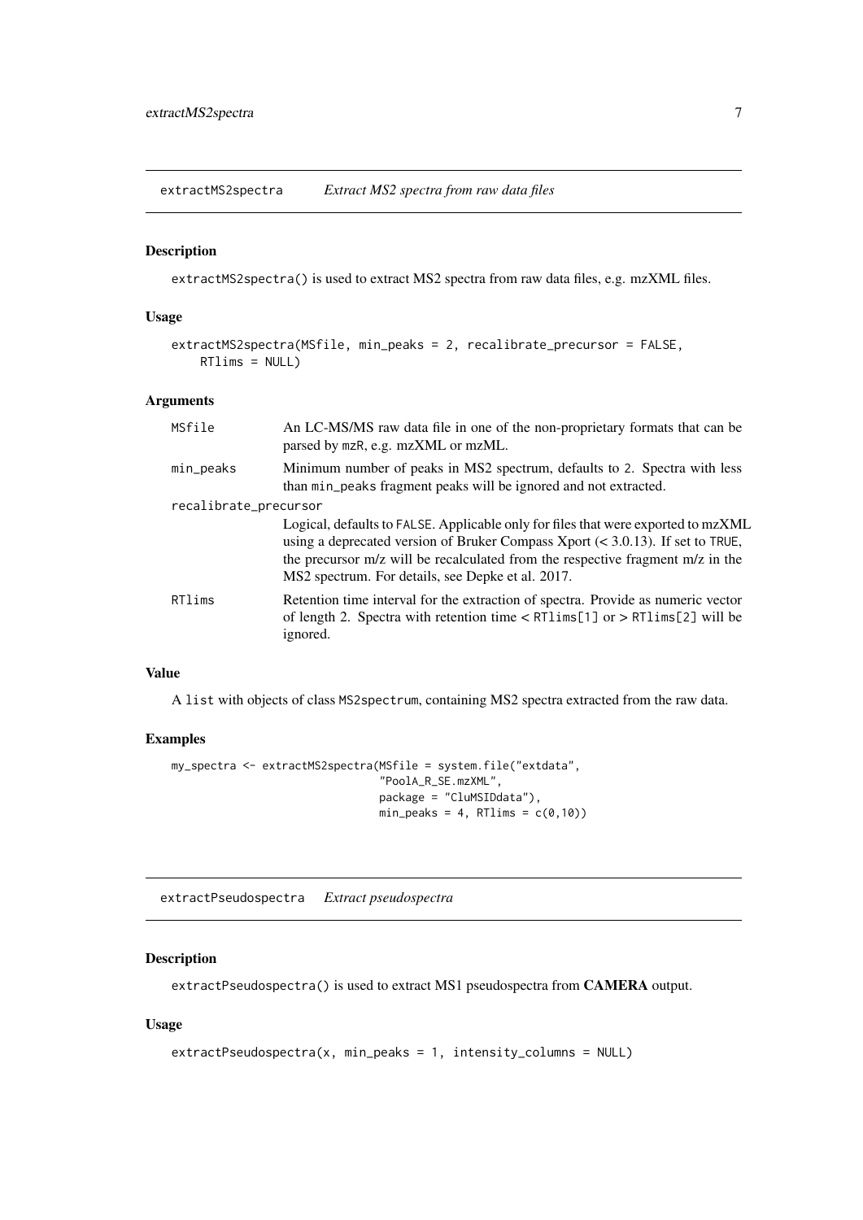## extractMS2spectra *Extract MS2 spectra from raw data files*

### Description

extractMS2spectra() is used to extract MS2 spectra from raw data files, e.g. mzXML files.

### Usage

```
extractMS2spectra(MSfile, min_peaks = 2, recalibrate_precursor = FALSE,
    RTlims = NULL)
```

### Arguments

| Argument | Description |
|---|---|
| MSfile | An LC-MS/MS raw data file in one of the non-proprietary formats that can be parsed by mzR, e.g. mzXML or mzML. |
| min_peaks | Minimum number of peaks in MS2 spectrum, defaults to 2. Spectra with less than min_peaks fragment peaks will be ignored and not extracted. |
| recalibrate_precursor | Logical, defaults to FALSE. Applicable only for files that were exported to mzXML using a deprecated version of Bruker Compass Xport (< 3.0.13). If set to TRUE, the precursor m/z will be recalculated from the respective fragment m/z in the MS2 spectrum. For details, see Depke et al. 2017. |
| RTlims | Retention time interval for the extraction of spectra. Provide as numeric vector of length 2. Spectra with retention time < RTlims[1] or > RTlims[2] will be ignored. |

### Value

A list with objects of class MS2spectrum, containing MS2 spectra extracted from the raw data.

### Examples

```
my_spectra <- extractMS2spectra(MSfile = system.file("extdata",
                                "PoolA_R_SE.mzXML",
                                package = "CluMSIDdata"),
                                min_peaks = 4, RTlims = c(0,10))
```

## extractPseudospectra *Extract pseudospectra*

### Description

extractPseudospectra() is used to extract MS1 pseudospectra from **CAMERA** output.

### Usage

```
extractPseudospectra(x, min_peaks = 1, intensity_columns = NULL)
```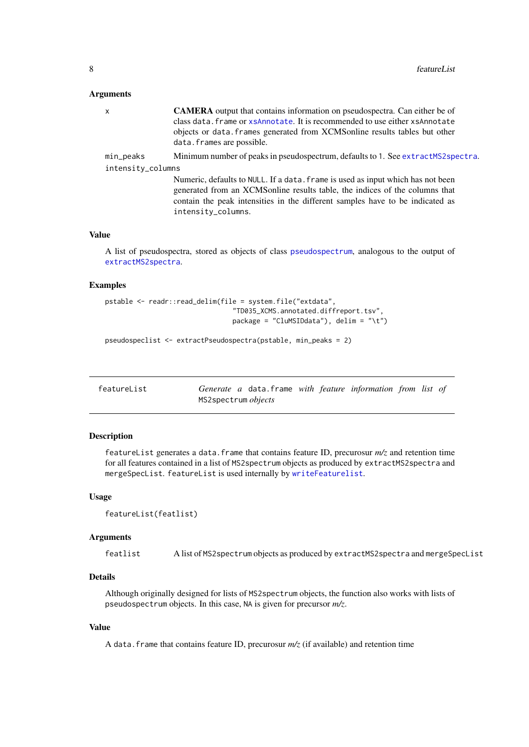### Arguments

- `x` — **CAMERA** output that contains information on pseudospectra. Can either be of class `data.frame` or `xsAnnotate`. It is recommended to use either `xsAnnotate` objects or `data.frames` generated from XCMSonline results tables but other `data.frames` are possible.
- `min_peaks` — Minimum number of peaks in pseudospectrum, defaults to `1`. See `extractMS2spectra`.
- `intensity_columns` — Numeric, defaults to `NULL`. If a `data.frame` is used as input which has not been generated from an XCMSonline results table, the indices of the columns that contain the peak intensities in the different samples have to be indicated as `intensity_columns`.

### Value

A list of pseudospectra, stored as objects of class `pseudospectrum`, analogous to the output of `extractMS2spectra`.

### Examples

```
pstable <- readr::read_delim(file = system.file("extdata",
                             "TD035_XCMS.annotated.diffreport.tsv",
                             package = "CluMSIDdata"), delim = "\t")

pseudospeclist <- extractPseudospectra(pstable, min_peaks = 2)
```

---

## featureList — *Generate a `data.frame` with feature information from list of `MS2spectrum` objects*

---

### Description

`featureList` generates a `data.frame` that contains feature ID, precurosur *m/z* and retention time for all features contained in a list of `MS2spectrum` objects as produced by `extractMS2spectra` and `mergeSpecList`. `featureList` is used internally by `writeFeaturelist`.

### Usage

```
featureList(featlist)
```

### Arguments

- `featlist` — A list of `MS2spectrum` objects as produced by `extractMS2spectra` and `mergeSpecList`

### Details

Although originally designed for lists of `MS2spectrum` objects, the function also works with lists of `pseudospectrum` objects. In this case, `NA` is given for precursor *m/z*.

### Value

A `data.frame` that contains feature ID, precurosur *m/z* (if available) and retention time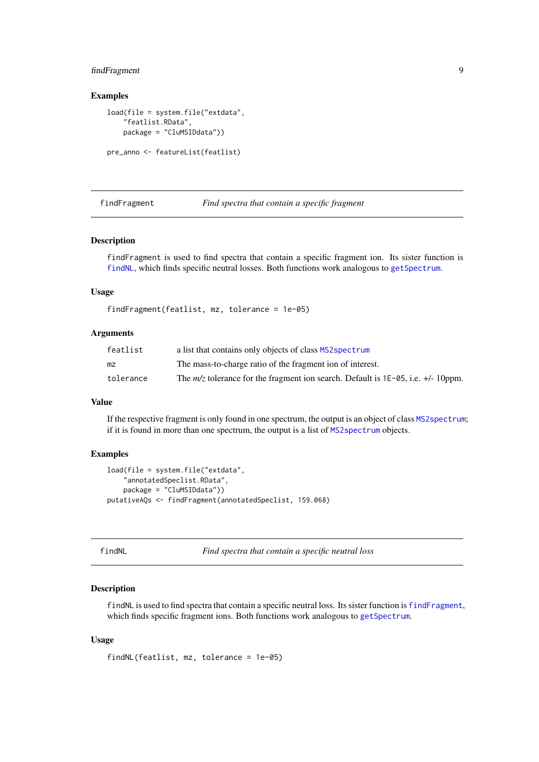### Examples

```
load(file = system.file("extdata",
    "featlist.RData",
    package = "CluMSIDdata"))

pre_anno <- featureList(featlist)
```

---

## findFragment — *Find spectra that contain a specific fragment*

---

### Description

findFragment is used to find spectra that contain a specific fragment ion. Its sister function is findNL, which finds specific neutral losses. Both functions work analogous to getSpectrum.

### Usage

```
findFragment(featlist, mz, tolerance = 1e-05)
```

### Arguments

| | |
|---|---|
| featlist | a list that contains only objects of class MS2spectrum |
| mz | The mass-to-charge ratio of the fragment ion of interest. |
| tolerance | The *m/z* tolerance for the fragment ion search. Default is 1E-05, i.e. +/- 10ppm. |

### Value

If the respective fragment is only found in one spectrum, the output is an object of class MS2spectrum; if it is found in more than one spectrum, the output is a list of MS2spectrum objects.

### Examples

```
load(file = system.file("extdata",
    "annotatedSpeclist.RData",
    package = "CluMSIDdata"))
putativeAQs <- findFragment(annotatedSpeclist, 159.068)
```

---

## findNL — *Find spectra that contain a specific neutral loss*

---

### Description

findNL is used to find spectra that contain a specific neutral loss. Its sister function is findFragment, which finds specific fragment ions. Both functions work analogous to getSpectrum.

### Usage

```
findNL(featlist, mz, tolerance = 1e-05)
```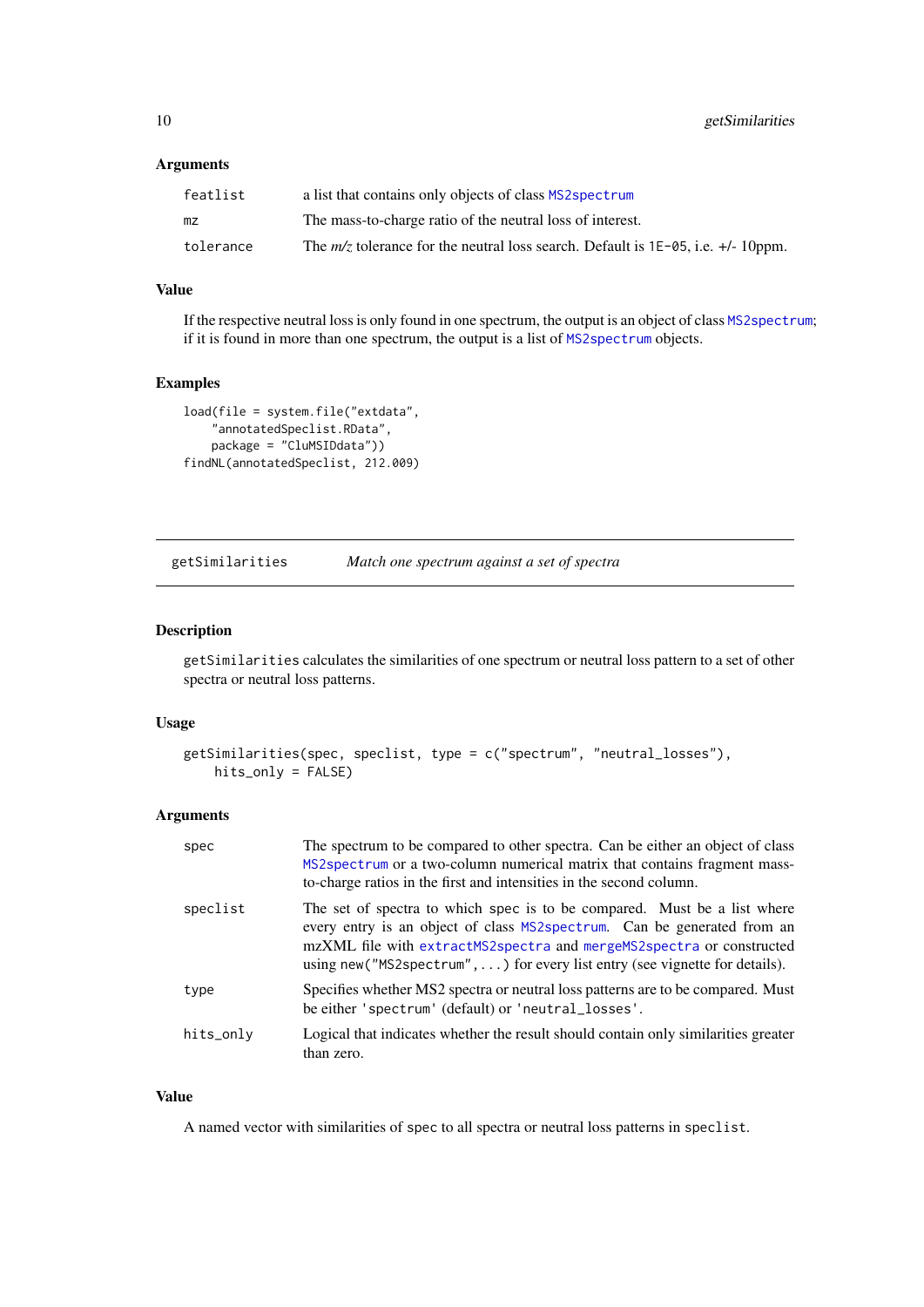### Arguments

| | |
|---|---|
| featlist | a list that contains only objects of class MS2spectrum |
| mz | The mass-to-charge ratio of the neutral loss of interest. |
| tolerance | The *m/z* tolerance for the neutral loss search. Default is 1E-05, i.e. +/- 10ppm. |

### Value

If the respective neutral loss is only found in one spectrum, the output is an object of class MS2spectrum; if it is found in more than one spectrum, the output is a list of MS2spectrum objects.

### Examples

```
load(file = system.file("extdata",
    "annotatedSpeclist.RData",
    package = "CluMSIDdata"))
findNL(annotatedSpeclist, 212.009)
```

---

## getSimilarities    *Match one spectrum against a set of spectra*

---

### Description

getSimilarities calculates the similarities of one spectrum or neutral loss pattern to a set of other spectra or neutral loss patterns.

### Usage

```
getSimilarities(spec, speclist, type = c("spectrum", "neutral_losses"),
    hits_only = FALSE)
```

### Arguments

| | |
|---|---|
| spec | The spectrum to be compared to other spectra. Can be either an object of class MS2spectrum or a two-column numerical matrix that contains fragment mass-to-charge ratios in the first and intensities in the second column. |
| speclist | The set of spectra to which spec is to be compared. Must be a list where every entry is an object of class MS2spectrum. Can be generated from an mzXML file with extractMS2spectra and mergeMS2spectra or constructed using new("MS2spectrum",...) for every list entry (see vignette for details). |
| type | Specifies whether MS2 spectra or neutral loss patterns are to be compared. Must be either 'spectrum' (default) or 'neutral_losses'. |
| hits_only | Logical that indicates whether the result should contain only similarities greater than zero. |

### Value

A named vector with similarities of spec to all spectra or neutral loss patterns in speclist.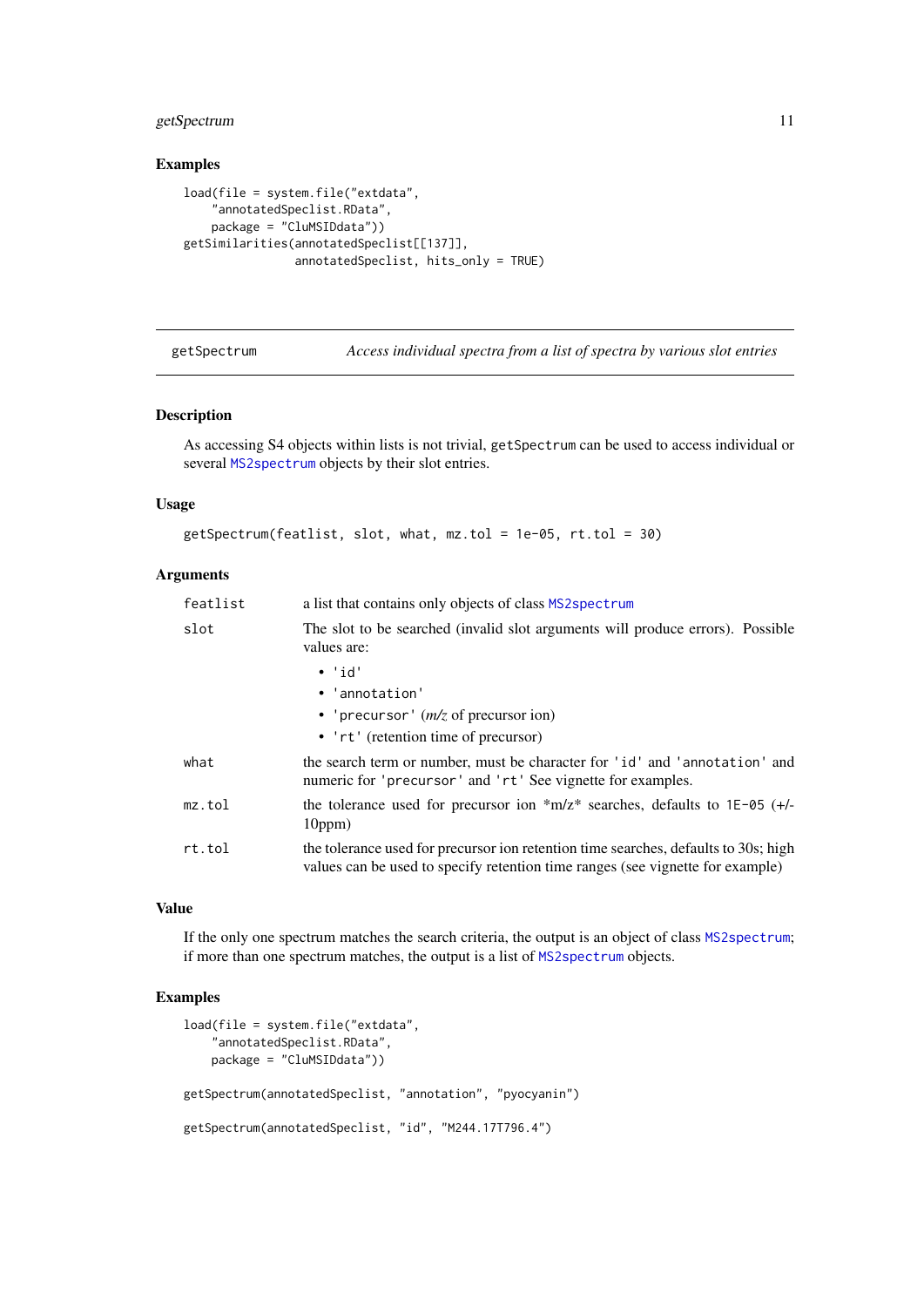## Examples

```
load(file = system.file("extdata",
    "annotatedSpeclist.RData",
    package = "CluMSIDdata"))
getSimilarities(annotatedSpeclist[[137]],
                annotatedSpeclist, hits_only = TRUE)
```

---

# getSpectrum — *Access individual spectra from a list of spectra by various slot entries*

## Description

As accessing S4 objects within lists is not trivial, `getSpectrum` can be used to access individual or several `MS2spectrum` objects by their slot entries.

## Usage

```
getSpectrum(featlist, slot, what, mz.tol = 1e-05, rt.tol = 30)
```

## Arguments

| | |
|---|---|
| `featlist` | a list that contains only objects of class `MS2spectrum` |
| `slot` | The slot to be searched (invalid slot arguments will produce errors). Possible values are: <br>• `'id'` <br>• `'annotation'` <br>• `'precursor'` (*m/z* of precursor ion) <br>• `'rt'` (retention time of precursor) |
| `what` | the search term or number, must be character for `'id'` and `'annotation'` and numeric for `'precursor'` and `'rt'` See vignette for examples. |
| `mz.tol` | the tolerance used for precursor ion *m/z* searches, defaults to `1E-05` (+/- 10ppm) |
| `rt.tol` | the tolerance used for precursor ion retention time searches, defaults to 30s; high values can be used to specify retention time ranges (see vignette for example) |

## Value

If the only one spectrum matches the search criteria, the output is an object of class `MS2spectrum`; if more than one spectrum matches, the output is a list of `MS2spectrum` objects.

## Examples

```
load(file = system.file("extdata",
    "annotatedSpeclist.RData",
    package = "CluMSIDdata"))

getSpectrum(annotatedSpeclist, "annotation", "pyocyanin")

getSpectrum(annotatedSpeclist, "id", "M244.17T796.4")
```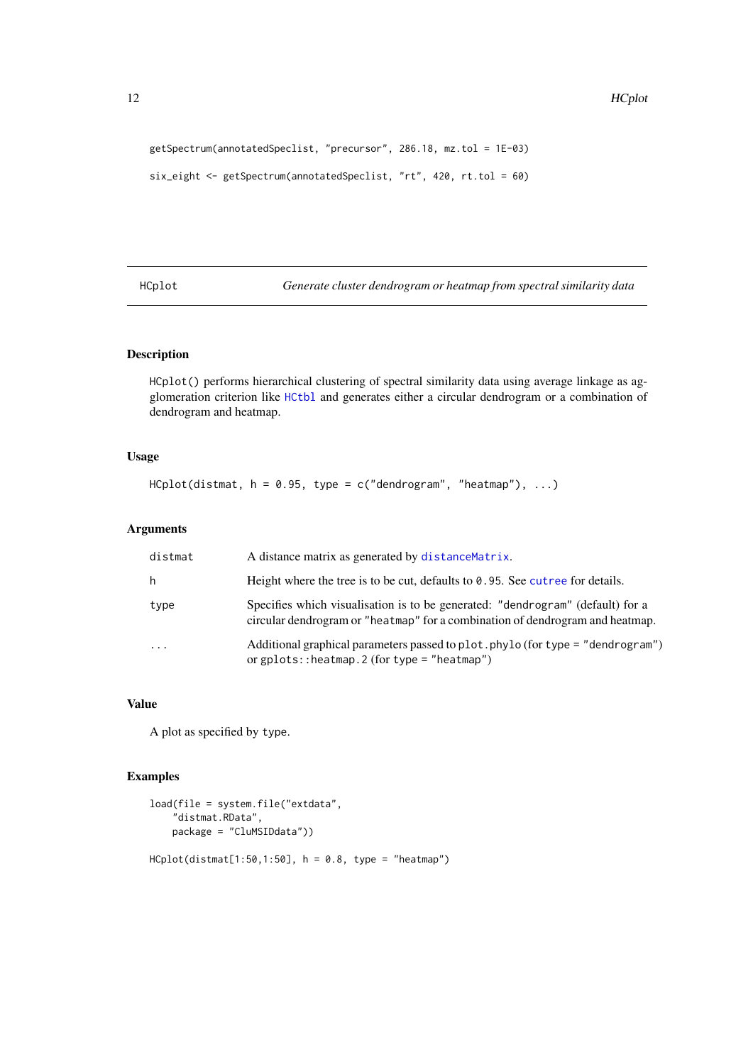```
getSpectrum(annotatedSpeclist, "precursor", 286.18, mz.tol = 1E-03)

six_eight <- getSpectrum(annotatedSpeclist, "rt", 420, rt.tol = 60)
```

## HCplot — *Generate cluster dendrogram or heatmap from spectral similarity data*

### Description

HCplot() performs hierarchical clustering of spectral similarity data using average linkage as agglomeration criterion like HCtbl and generates either a circular dendrogram or a combination of dendrogram and heatmap.

### Usage

```
HCplot(distmat, h = 0.95, type = c("dendrogram", "heatmap"), ...)
```

### Arguments

| | |
|---|---|
| distmat | A distance matrix as generated by distanceMatrix. |
| h | Height where the tree is to be cut, defaults to 0.95. See cutree for details. |
| type | Specifies which visualisation is to be generated: "dendrogram" (default) for a circular dendrogram or "heatmap" for a combination of dendrogram and heatmap. |
| ... | Additional graphical parameters passed to plot.phylo (for type = "dendrogram") or gplots::heatmap.2 (for type = "heatmap") |

### Value

A plot as specified by type.

### Examples

```
load(file = system.file("extdata",
    "distmat.RData",
    package = "CluMSIDdata"))

HCplot(distmat[1:50,1:50], h = 0.8, type = "heatmap")
```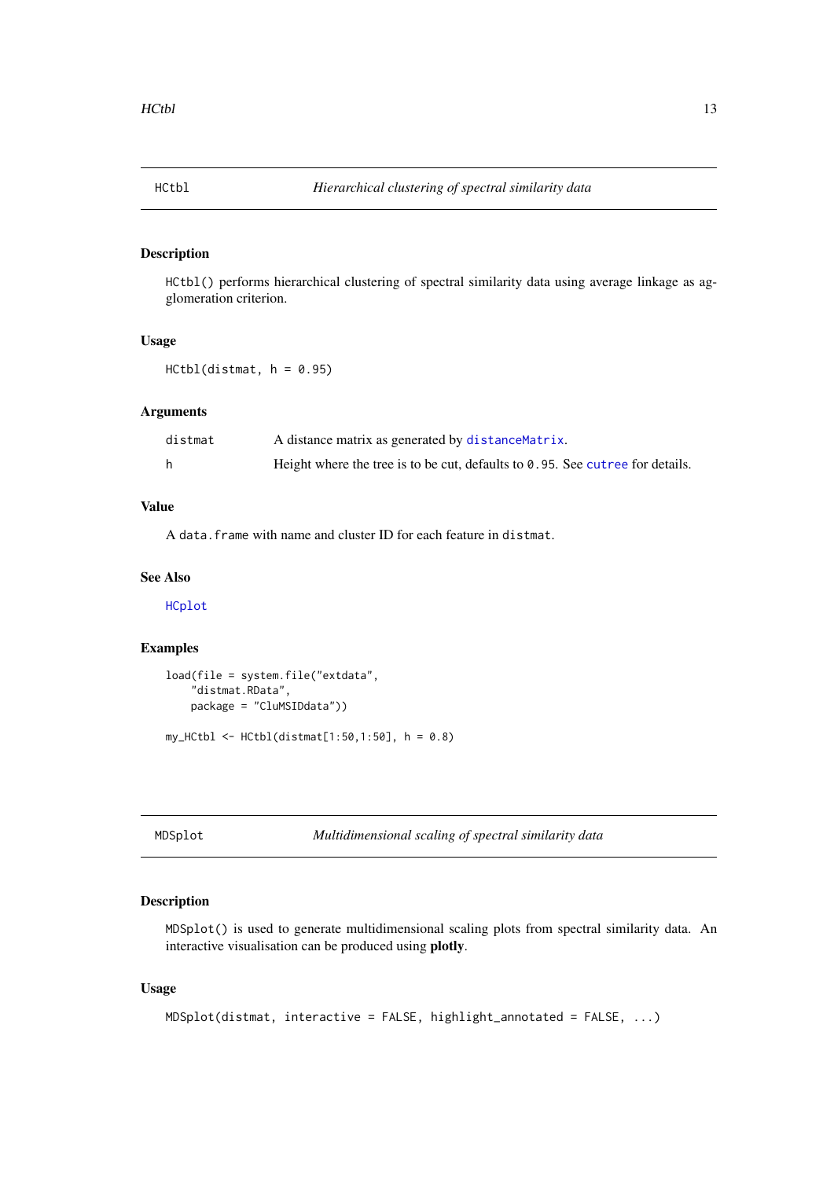## HCtbl — *Hierarchical clustering of spectral similarity data*

### Description

`HCtbl()` performs hierarchical clustering of spectral similarity data using average linkage as agglomeration criterion.

### Usage

```
HCtbl(distmat, h = 0.95)
```

### Arguments

| | |
|---|---|
| `distmat` | A distance matrix as generated by `distanceMatrix`. |
| `h` | Height where the tree is to be cut, defaults to `0.95`. See `cutree` for details. |

### Value

A `data.frame` with name and cluster ID for each feature in `distmat`.

### See Also

`HCplot`

### Examples

```
load(file = system.file("extdata",
    "distmat.RData",
    package = "CluMSIDdata"))

my_HCtbl <- HCtbl(distmat[1:50,1:50], h = 0.8)
```

## MDSplot — *Multidimensional scaling of spectral similarity data*

### Description

`MDSplot()` is used to generate multidimensional scaling plots from spectral similarity data. An interactive visualisation can be produced using **plotly**.

### Usage

```
MDSplot(distmat, interactive = FALSE, highlight_annotated = FALSE, ...)
```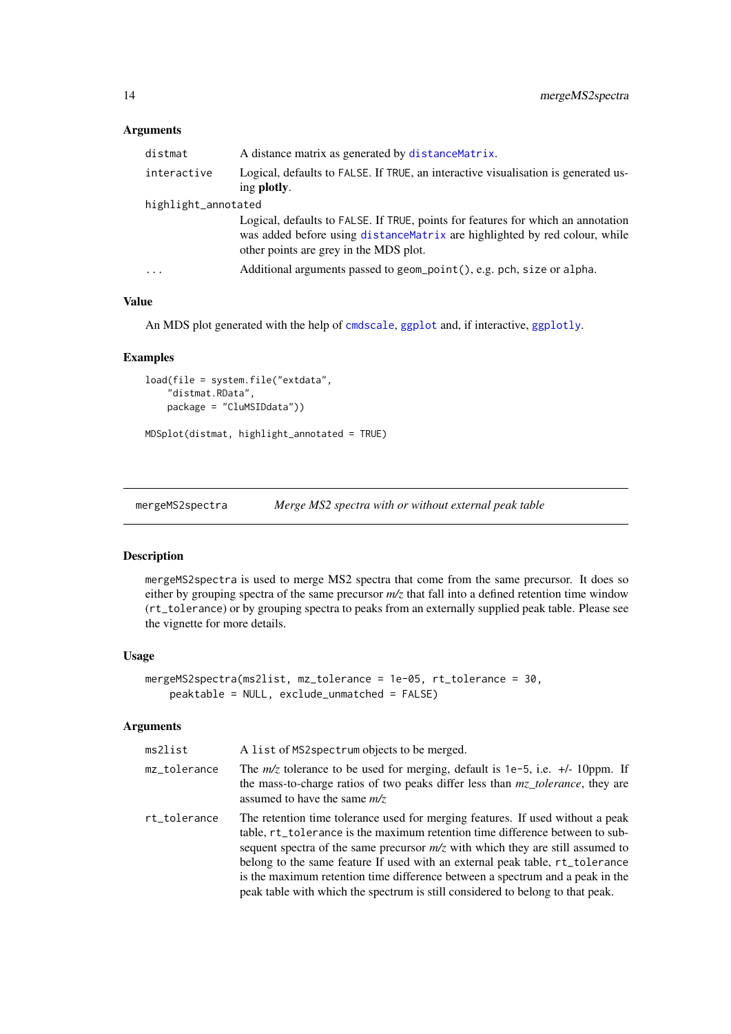### Arguments

- `distmat` — A distance matrix as generated by `distanceMatrix`.
- `interactive` — Logical, defaults to `FALSE`. If `TRUE`, an interactive visualisation is generated using **plotly**.
- `highlight_annotated` — Logical, defaults to `FALSE`. If `TRUE`, points for features for which an annotation was added before using `distanceMatrix` are highlighted by red colour, while other points are grey in the MDS plot.
- `...` — Additional arguments passed to `geom_point()`, e.g. `pch`, `size` or `alpha`.

### Value

An MDS plot generated with the help of `cmdscale`, `ggplot` and, if interactive, `ggplotly`.

### Examples

```
load(file = system.file("extdata",
    "distmat.RData",
    package = "CluMSIDdata"))

MDSplot(distmat, highlight_annotated = TRUE)
```

---

## mergeMS2spectra — *Merge MS2 spectra with or without external peak table*

### Description

`mergeMS2spectra` is used to merge MS2 spectra that come from the same precursor. It does so either by grouping spectra of the same precursor *m/z* that fall into a defined retention time window (`rt_tolerance`) or by grouping spectra to peaks from an externally supplied peak table. Please see the vignette for more details.

### Usage

```
mergeMS2spectra(ms2list, mz_tolerance = 1e-05, rt_tolerance = 30,
    peaktable = NULL, exclude_unmatched = FALSE)
```

### Arguments

- `ms2list` — A `list` of `MS2spectrum` objects to be merged.
- `mz_tolerance` — The *m/z* tolerance to be used for merging, default is `1e-5`, i.e. +/- 10ppm. If the mass-to-charge ratios of two peaks differ less than *mz_tolerance*, they are assumed to have the same *m/z*
- `rt_tolerance` — The retention time tolerance used for merging features. If used without a peak table, `rt_tolerance` is the maximum retention time difference between to subsequent spectra of the same precursor *m/z* with which they are still assumed to belong to the same feature If used with an external peak table, `rt_tolerance` is the maximum retention time difference between a spectrum and a peak in the peak table with which the spectrum is still considered to belong to that peak.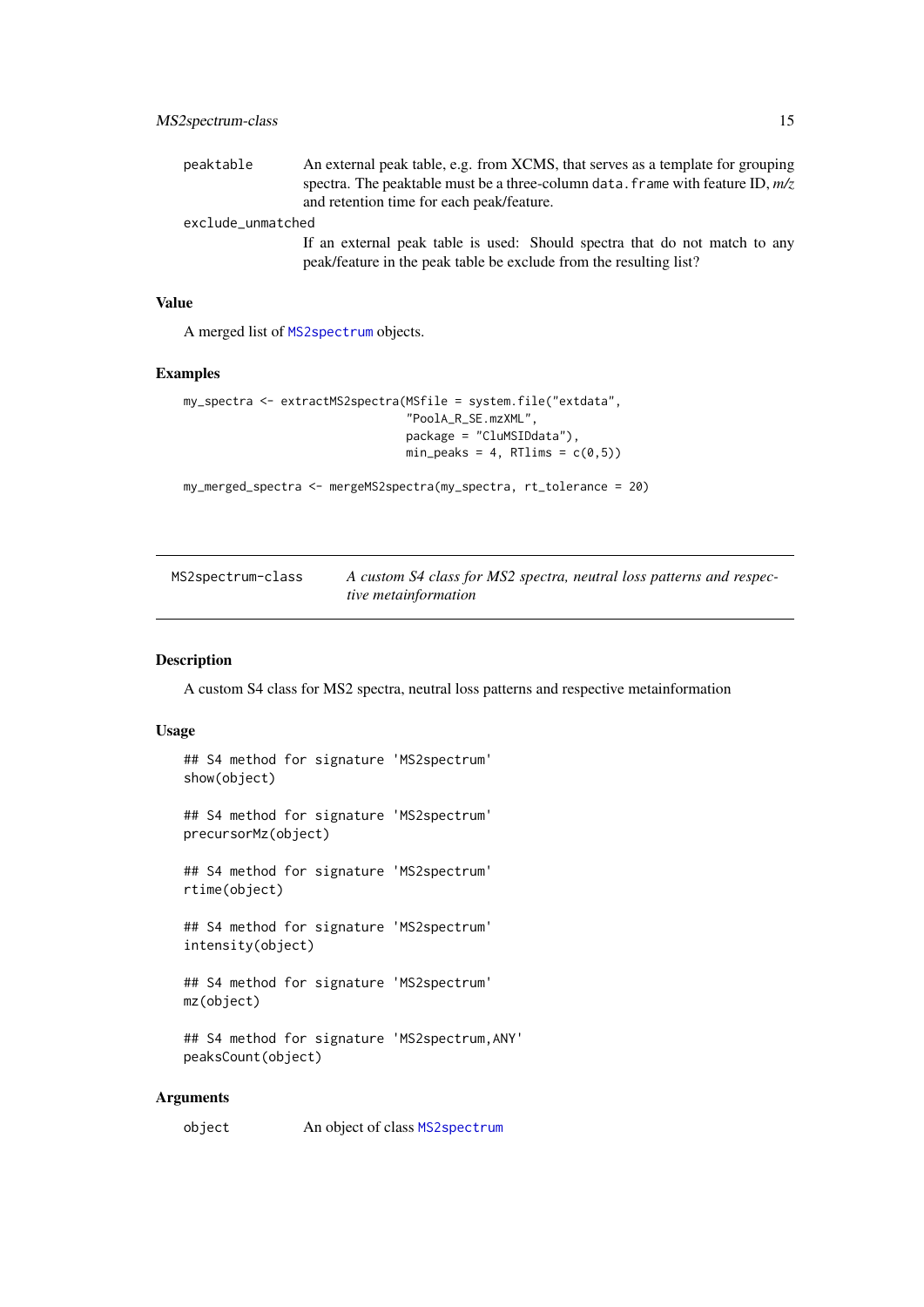peaktable
: An external peak table, e.g. from XCMS, that serves as a template for grouping spectra. The peaktable must be a three-column `data.frame` with feature ID, *m/z* and retention time for each peak/feature.

exclude_unmatched
: If an external peak table is used: Should spectra that do not match to any peak/feature in the peak table be exclude from the resulting list?

### Value

A merged list of `MS2spectrum` objects.

### Examples

```
my_spectra <- extractMS2spectra(MSfile = system.file("extdata",
                                "PoolA_R_SE.mzXML",
                                package = "CluMSIDdata"),
                                min_peaks = 4, RTlims = c(0,5))

my_merged_spectra <- mergeMS2spectra(my_spectra, rt_tolerance = 20)
```

---

## MS2spectrum-class — *A custom S4 class for MS2 spectra, neutral loss patterns and respective metainformation*

### Description

A custom S4 class for MS2 spectra, neutral loss patterns and respective metainformation

### Usage

```
## S4 method for signature 'MS2spectrum'
show(object)

## S4 method for signature 'MS2spectrum'
precursorMz(object)

## S4 method for signature 'MS2spectrum'
rtime(object)

## S4 method for signature 'MS2spectrum'
intensity(object)

## S4 method for signature 'MS2spectrum'
mz(object)

## S4 method for signature 'MS2spectrum,ANY'
peaksCount(object)
```

### Arguments

object
: An object of class `MS2spectrum`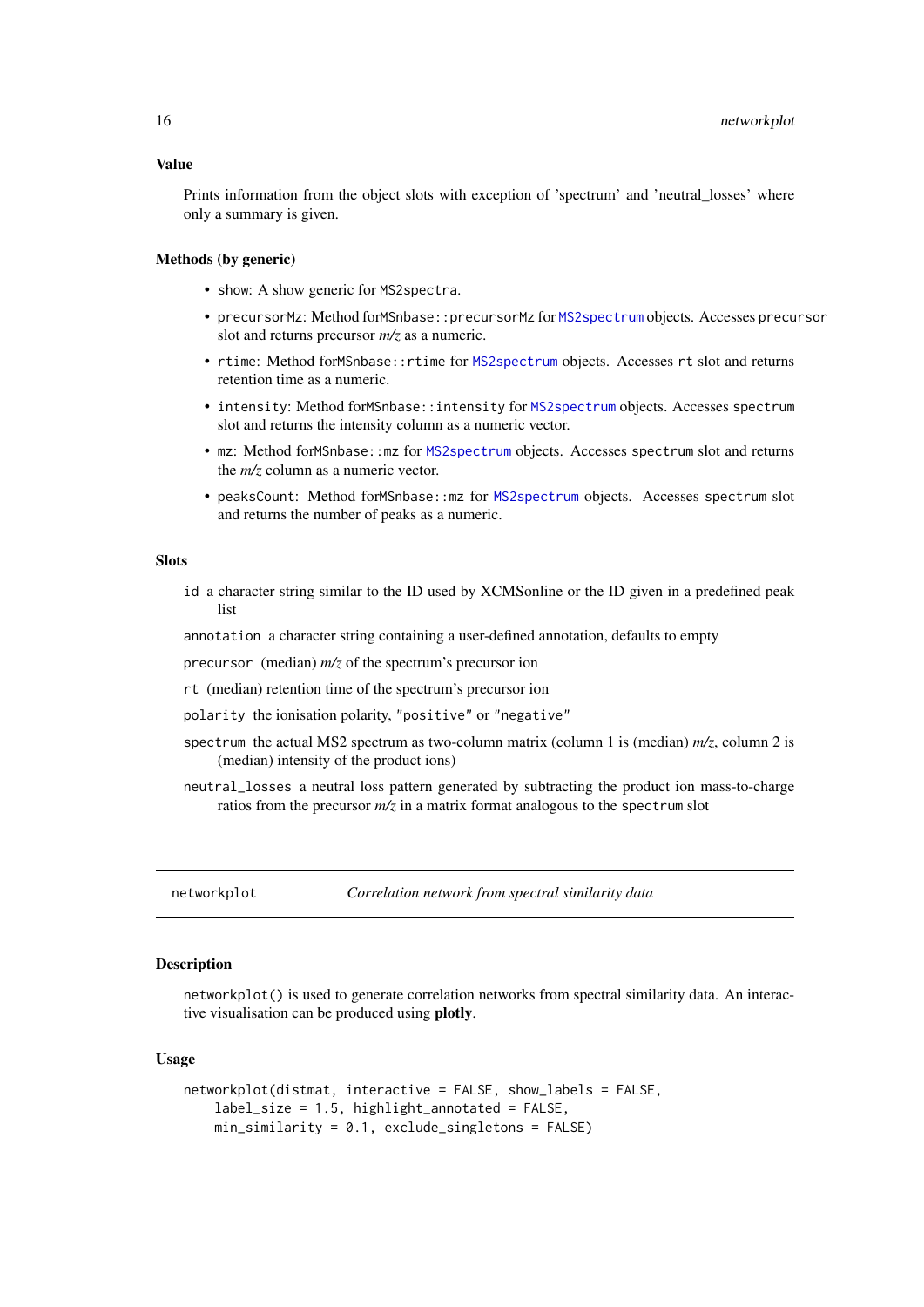### Value

Prints information from the object slots with exception of 'spectrum' and 'neutral_losses' where only a summary is given.

### Methods (by generic)

- `show`: A show generic for `MS2spectra`.
- `precursorMz`: Method forMSnbase::`precursorMz` for `MS2spectrum` objects. Accesses `precursor` slot and returns precursor *m/z* as a numeric.
- `rtime`: Method forMSnbase::`rtime` for `MS2spectrum` objects. Accesses `rt` slot and returns retention time as a numeric.
- `intensity`: Method forMSnbase::`intensity` for `MS2spectrum` objects. Accesses `spectrum` slot and returns the intensity column as a numeric vector.
- `mz`: Method forMSnbase::`mz` for `MS2spectrum` objects. Accesses `spectrum` slot and returns the *m/z* column as a numeric vector.
- `peaksCount`: Method forMSnbase::`mz` for `MS2spectrum` objects. Accesses `spectrum` slot and returns the number of peaks as a numeric.

### Slots

`id` a character string similar to the ID used by XCMSonline or the ID given in a predefined peak list

`annotation` a character string containing a user-defined annotation, defaults to empty

`precursor` (median) *m/z* of the spectrum's precursor ion

`rt` (median) retention time of the spectrum's precursor ion

`polarity` the ionisation polarity, `"positive"` or `"negative"`

`spectrum` the actual MS2 spectrum as two-column matrix (column 1 is (median) *m/z*, column 2 is (median) intensity of the product ions)

`neutral_losses` a neutral loss pattern generated by subtracting the product ion mass-to-charge ratios from the precursor *m/z* in a matrix format analogous to the `spectrum` slot

---

## networkplot — *Correlation network from spectral similarity data*

### Description

`networkplot()` is used to generate correlation networks from spectral similarity data. An interactive visualisation can be produced using **plotly**.

### Usage

```
networkplot(distmat, interactive = FALSE, show_labels = FALSE,
    label_size = 1.5, highlight_annotated = FALSE,
    min_similarity = 0.1, exclude_singletons = FALSE)
```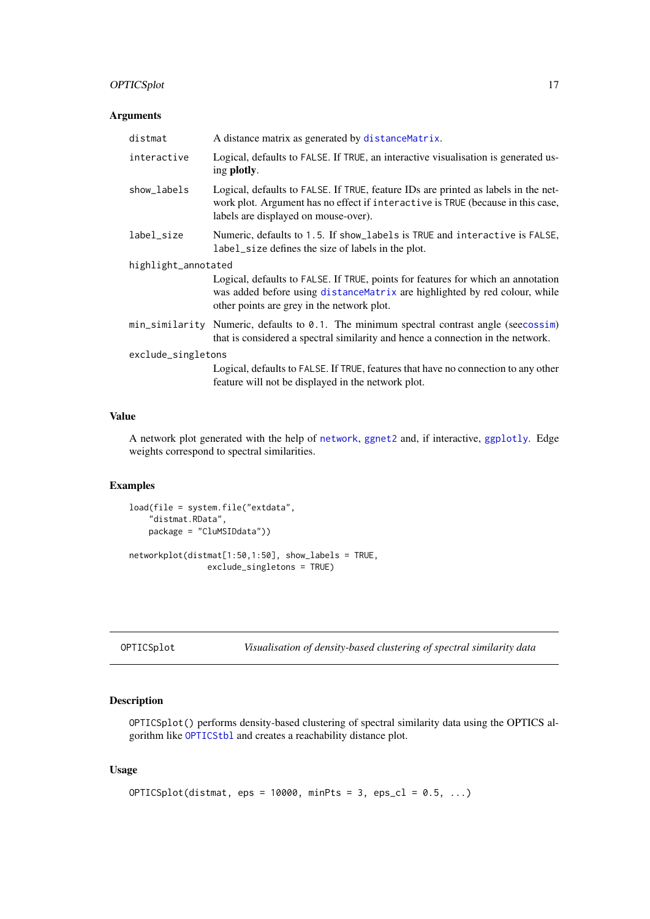### Arguments

- `distmat` A distance matrix as generated by `distanceMatrix`.
- `interactive` Logical, defaults to `FALSE`. If `TRUE`, an interactive visualisation is generated using **plotly**.
- `show_labels` Logical, defaults to `FALSE`. If `TRUE`, feature IDs are printed as labels in the network plot. Argument has no effect if `interactive` is `TRUE` (because in this case, labels are displayed on mouse-over).
- `label_size` Numeric, defaults to `1.5`. If `show_labels` is `TRUE` and `interactive` is `FALSE`, `label_size` defines the size of labels in the plot.
- `highlight_annotated` Logical, defaults to `FALSE`. If `TRUE`, points for features for which an annotation was added before using `distanceMatrix` are highlighted by red colour, while other points are grey in the network plot.
- `min_similarity` Numeric, defaults to `0.1`. The minimum spectral contrast angle (see`cossim`) that is considered a spectral similarity and hence a connection in the network.
- `exclude_singletons` Logical, defaults to `FALSE`. If `TRUE`, features that have no connection to any other feature will not be displayed in the network plot.

### Value

A network plot generated with the help of `network`, `ggnet2` and, if interactive, `ggplotly`. Edge weights correspond to spectral similarities.

### Examples

```
load(file = system.file("extdata",
    "distmat.RData",
    package = "CluMSIDdata"))

networkplot(distmat[1:50,1:50], show_labels = TRUE,
                exclude_singletons = TRUE)
```

## OPTICSplot — *Visualisation of density-based clustering of spectral similarity data*

### Description

`OPTICSplot()` performs density-based clustering of spectral similarity data using the OPTICS algorithm like `OPTICStbl` and creates a reachability distance plot.

### Usage

```
OPTICSplot(distmat, eps = 10000, minPts = 3, eps_cl = 0.5, ...)
```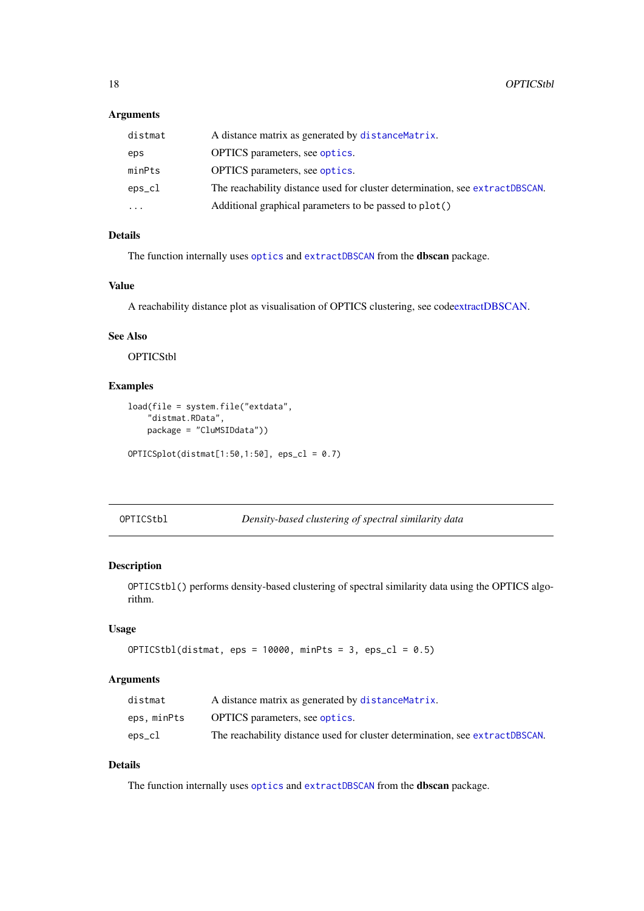### Arguments

| | |
|---|---|
| `distmat` | A distance matrix as generated by `distanceMatrix`. |
| `eps` | OPTICS parameters, see `optics`. |
| `minPts` | OPTICS parameters, see `optics`. |
| `eps_cl` | The reachability distance used for cluster determination, see `extractDBSCAN`. |
| `...` | Additional graphical parameters to be passed to `plot()` |

### Details

The function internally uses `optics` and `extractDBSCAN` from the **dbscan** package.

### Value

A reachability distance plot as visualisation of OPTICS clustering, see codeextractDBSCAN.

### See Also

OPTICStbl

### Examples

```
load(file = system.file("extdata",
    "distmat.RData",
    package = "CluMSIDdata"))

OPTICSplot(distmat[1:50,1:50], eps_cl = 0.7)
```

---

## OPTICStbl — *Density-based clustering of spectral similarity data*

---

### Description

`OPTICStbl()` performs density-based clustering of spectral similarity data using the OPTICS algorithm.

### Usage

```
OPTICStbl(distmat, eps = 10000, minPts = 3, eps_cl = 0.5)
```

### Arguments

| | |
|---|---|
| `distmat` | A distance matrix as generated by `distanceMatrix`. |
| `eps, minPts` | OPTICS parameters, see `optics`. |
| `eps_cl` | The reachability distance used for cluster determination, see `extractDBSCAN`. |

### Details

The function internally uses `optics` and `extractDBSCAN` from the **dbscan** package.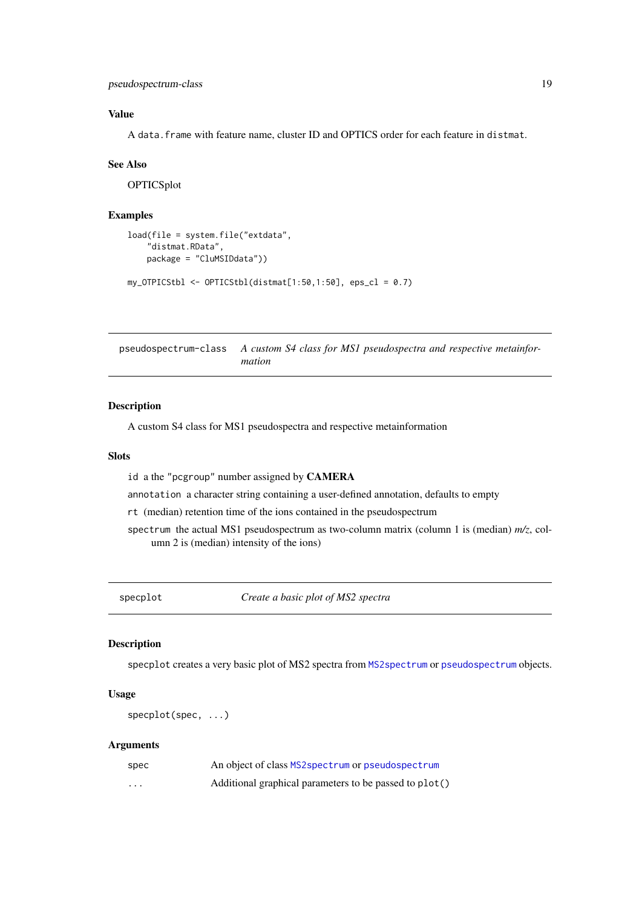### Value

A `data.frame` with feature name, cluster ID and OPTICS order for each feature in `distmat`.

### See Also

OPTICSplot

### Examples

```
load(file = system.file("extdata",
    "distmat.RData",
    package = "CluMSIDdata"))

my_OTPICStbl <- OPTICStbl(distmat[1:50,1:50], eps_cl = 0.7)
```

## pseudospectrum-class — *A custom S4 class for MS1 pseudospectra and respective metainformation*

### Description

A custom S4 class for MS1 pseudospectra and respective metainformation

### Slots

- `id` a the "pcgroup" number assigned by **CAMERA**
- `annotation` a character string containing a user-defined annotation, defaults to empty
- `rt` (median) retention time of the ions contained in the pseudospectrum
- `spectrum` the actual MS1 pseudospectrum as two-column matrix (column 1 is (median) *m/z*, column 2 is (median) intensity of the ions)

## specplot — *Create a basic plot of MS2 spectra*

### Description

`specplot` creates a very basic plot of MS2 spectra from `MS2spectrum` or `pseudospectrum` objects.

### Usage

```
specplot(spec, ...)
```

### Arguments

| | |
|---|---|
| `spec` | An object of class `MS2spectrum` or `pseudospectrum` |
| `...` | Additional graphical parameters to be passed to `plot()` |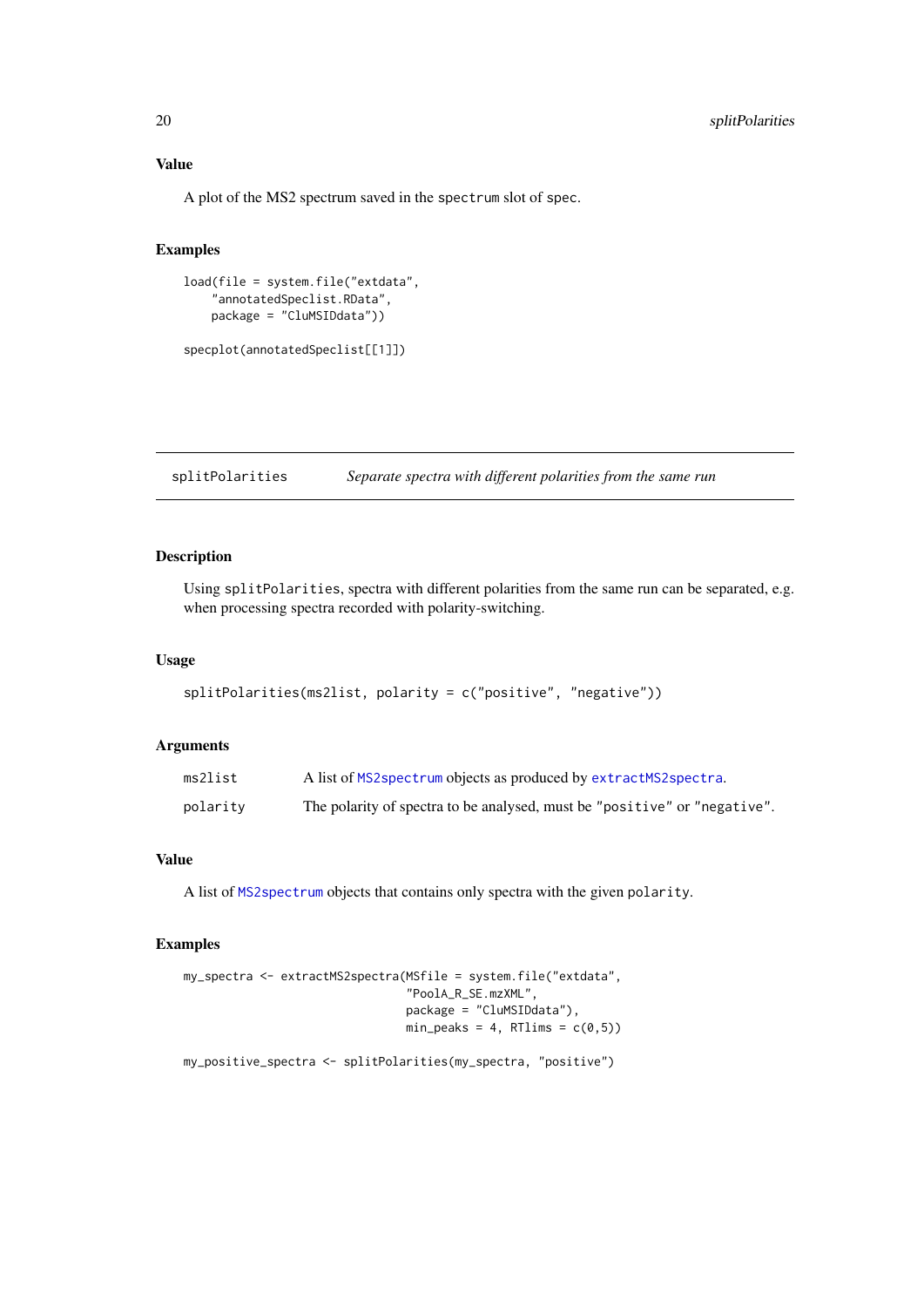### Value

A plot of the MS2 spectrum saved in the `spectrum` slot of `spec`.

### Examples

```
load(file = system.file("extdata",
    "annotatedSpeclist.RData",
    package = "CluMSIDdata"))

specplot(annotatedSpeclist[[1]])
```

---

## splitPolarities — *Separate spectra with different polarities from the same run*

### Description

Using `splitPolarities`, spectra with different polarities from the same run can be separated, e.g. when processing spectra recorded with polarity-switching.

### Usage

```
splitPolarities(ms2list, polarity = c("positive", "negative"))
```

### Arguments

| | |
|---|---|
| `ms2list` | A list of `MS2spectrum` objects as produced by `extractMS2spectra`. |
| `polarity` | The polarity of spectra to be analysed, must be `"positive"` or `"negative"`. |

### Value

A list of `MS2spectrum` objects that contains only spectra with the given `polarity`.

### Examples

```
my_spectra <- extractMS2spectra(MSfile = system.file("extdata",
                                "PoolA_R_SE.mzXML",
                                package = "CluMSIDdata"),
                                min_peaks = 4, RTlims = c(0,5))

my_positive_spectra <- splitPolarities(my_spectra, "positive")
```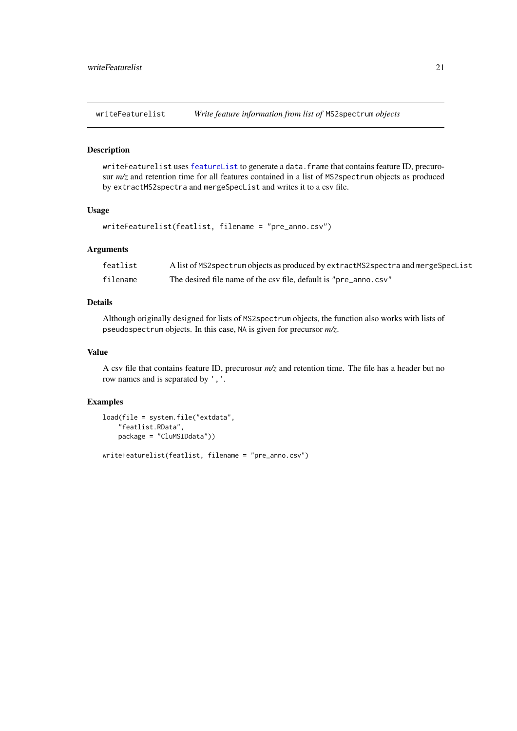## writeFeaturelist *Write feature information from list of* `MS2spectrum` *objects*

### Description

`writeFeaturelist` uses `featureList` to generate a `data.frame` that contains feature ID, precurosur *m/z* and retention time for all features contained in a list of `MS2spectrum` objects as produced by `extractMS2spectra` and `mergeSpecList` and writes it to a csv file.

### Usage

```
writeFeaturelist(featlist, filename = "pre_anno.csv")
```

### Arguments

| | |
|---|---|
| `featlist` | A list of `MS2spectrum` objects as produced by `extractMS2spectra` and `mergeSpecList` |
| `filename` | The desired file name of the csv file, default is `"pre_anno.csv"` |

### Details

Although originally designed for lists of `MS2spectrum` objects, the function also works with lists of `pseudospectrum` objects. In this case, `NA` is given for precursor *m/z*.

### Value

A csv file that contains feature ID, precurosur *m/z* and retention time. The file has a header but no row names and is separated by `','`.

### Examples

```
load(file = system.file("extdata",
    "featlist.RData",
    package = "CluMSIDdata"))

writeFeaturelist(featlist, filename = "pre_anno.csv")
```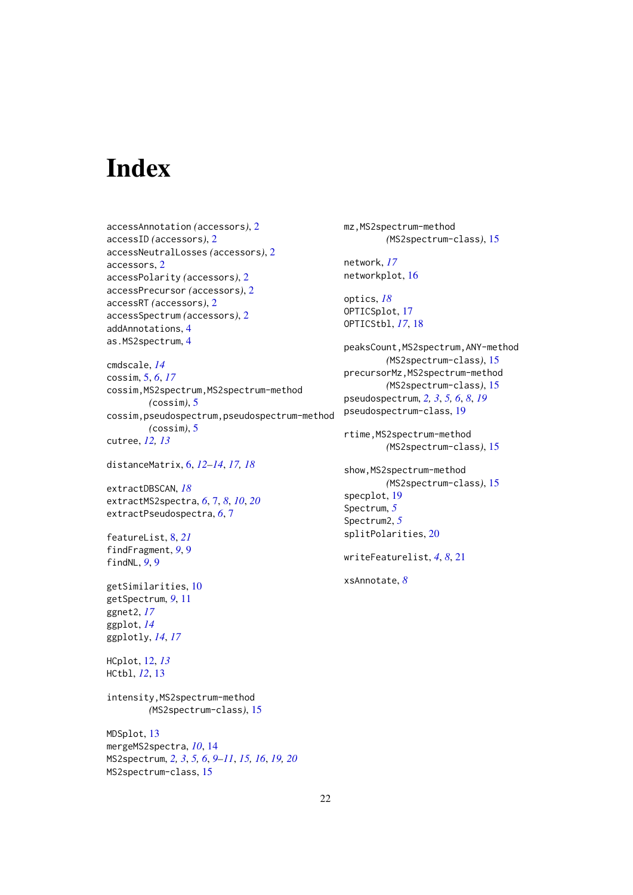# Index

accessAnnotation *(accessors)*, 2
accessID *(accessors)*, 2
accessNeutralLosses *(accessors)*, 2
accessors, 2
accessPolarity *(accessors)*, 2
accessPrecursor *(accessors)*, 2
accessRT *(accessors)*, 2
accessSpectrum *(accessors)*, 2
addAnnotations, 4
as.MS2spectrum, 4

cmdscale, *14*
cossim, 5, *6*, *17*
cossim,MS2spectrum,MS2spectrum-method
*(cossim)*, 5
cossim,pseudospectrum,pseudospectrum-method
*(cossim)*, 5
cutree, *12, 13*

distanceMatrix, 6, *12–14*, *17, 18*

extractDBSCAN, *18*
extractMS2spectra, *6*, 7, *8*, *10*, *20*
extractPseudospectra, *6*, 7

featureList, 8, *21*
findFragment, *9*, 9
findNL, *9*, 9

getSimilarities, 10
getSpectrum, *9*, 11
ggnet2, *17*
ggplot, *14*
ggplotly, *14*, *17*

HCplot, 12, *13*
HCtbl, *12*, 13

intensity,MS2spectrum-method
*(MS2spectrum-class)*, 15

MDSplot, 13
mergeMS2spectra, *10*, 14
MS2spectrum, *2, 3*, *5*, *6*, *9–11*, *15, 16*, *19, 20*
MS2spectrum-class, 15

mz,MS2spectrum-method
*(MS2spectrum-class)*, 15

network, *17*
networkplot, 16

optics, *18*
OPTICSplot, 17
OPTICStbl, *17*, 18

peaksCount,MS2spectrum,ANY-method
*(MS2spectrum-class)*, 15
precursorMz,MS2spectrum-method
*(MS2spectrum-class)*, 15
pseudospectrum, *2, 3*, *5, 6*, *8*, *19*
pseudospectrum-class, 19

rtime,MS2spectrum-method
*(MS2spectrum-class)*, 15

show,MS2spectrum-method
*(MS2spectrum-class)*, 15
specplot, 19
Spectrum, *5*
Spectrum2, *5*
splitPolarities, 20

writeFeaturelist, *4*, *8*, 21

xsAnnotate, *8*